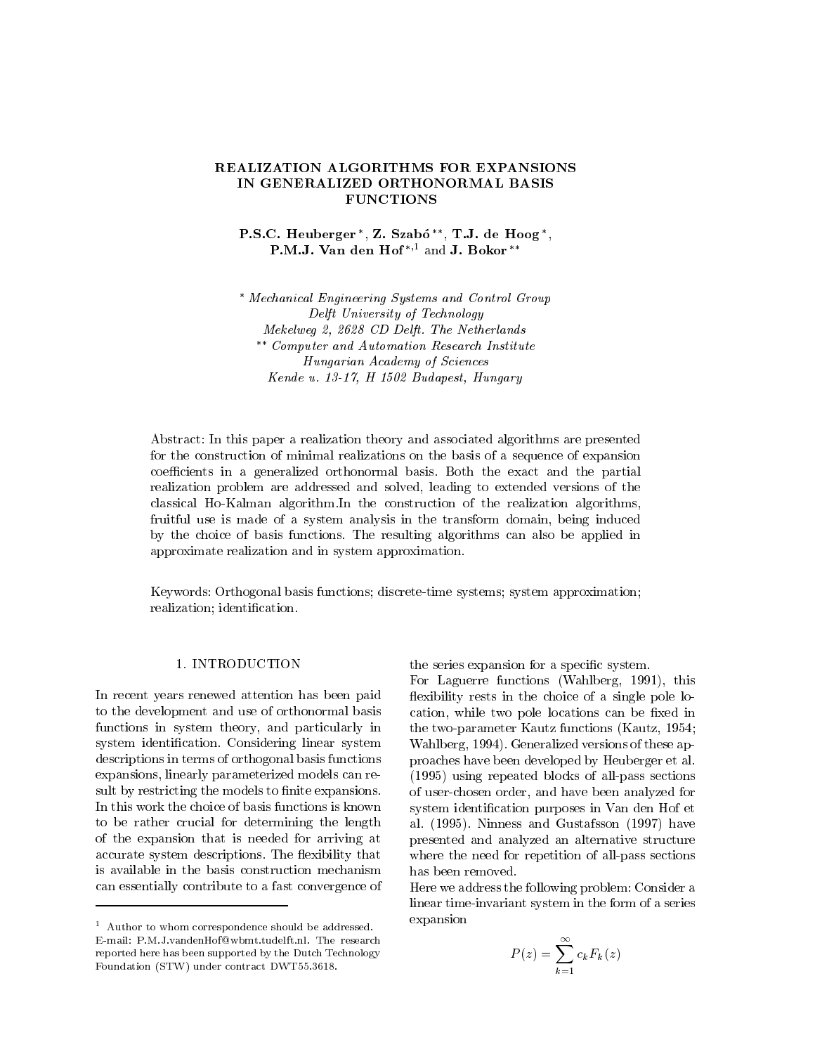# REALIZATION ALGORITHMS FOR EXPANSIONS IN GENERALIZED ORTHONORMAL BASIS FUNCTIONS

**P.S.C. Heuberger** [*], **Z. Szabó** [**], **T.J. de Hoog** [*], **P.M.J. Van den Hof** [*,1] and **J. Bokor** [**]

[*] *Mechanical Engineering Systems and Control Group*
*Delft University of Technology*
*Mekelweg 2, 2628 CD Delft. The Netherlands*
[**] *Computer and Automation Research Institute*
*Hungarian Academy of Sciences*
*Kende u. 13-17, H 1502 Budapest, Hungary*

Abstract: In this paper a realization theory and associated algorithms are presented for the construction of minimal realizations on the basis of a sequence of expansion coefficients in a generalized orthonormal basis. Both the exact and the partial realization problem are addressed and solved, leading to extended versions of the classical Ho-Kalman algorithm.In the construction of the realization algorithms, fruitful use is made of a system analysis in the transform domain, being induced by the choice of basis functions. The resulting algorithms can also be applied in approximate realization and in system approximation.

Keywords: Orthogonal basis functions; discrete-time systems; system approximation; realization; identification.

## 1. INTRODUCTION

In recent years renewed attention has been paid to the development and use of orthonormal basis functions in system theory, and particularly in system identification. Considering linear system descriptions in terms of orthogonal basis functions expansions, linearly parameterized models can result by restricting the models to finite expansions. In this work the choice of basis functions is known to be rather crucial for determining the length of the expansion that is needed for arriving at accurate system descriptions. The flexibility that is available in the basis construction mechanism can essentially contribute to a fast convergence of the series expansion for a specific system.

For Laguerre functions (Wahlberg, 1991), this flexibility rests in the choice of a single pole location, while two pole locations can be fixed in the two-parameter Kautz functions (Kautz, 1954; Wahlberg, 1994). Generalized versions of these approaches have been developed by Heuberger et al. (1995) using repeated blocks of all-pass sections of user-chosen order, and have been analyzed for system identification purposes in Van den Hof et al. (1995). Ninness and Gustafsson (1997) have presented and analyzed an alternative structure where the need for repetition of all-pass sections has been removed.

Here we address the following problem: Consider a linear time-invariant system in the form of a series expansion

$$P(z) = \sum_{k=1}^{\infty} c_k F_k(z)$$

[1] Author to whom correspondence should be addressed. E-mail: P.M.J.vandenHof@wbmt.tudelft.nl. The research reported here has been supported by the Dutch Technology Foundation (STW) under contract DWT55.3618.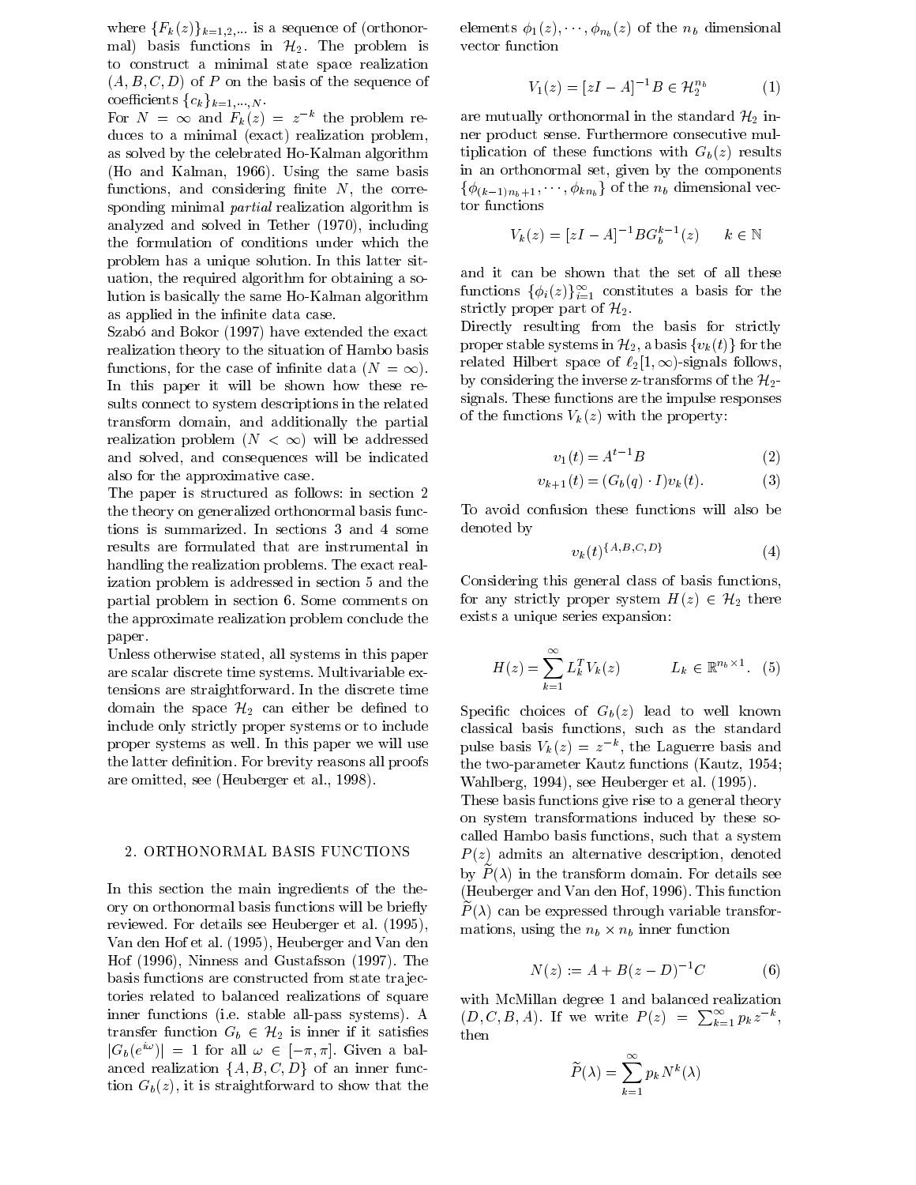where $\{F_k(z)\}_{k=1,2,...}$ is a sequence of (orthonormal) basis functions in $\mathcal{H}_2$. The problem is to construct a minimal state space realization $(A, B, C, D)$ of $P$ on the basis of the sequence of coefficients $\{c_k\}_{k=1,\cdots,N}$.

For $N = \infty$ and $F_k(z) = z^{-k}$ the problem reduces to a minimal (exact) realization problem, as solved by the celebrated Ho-Kalman algorithm (Ho and Kalman, 1966). Using the same basis functions, and considering finite $N$, the corresponding minimal *partial* realization algorithm is analyzed and solved in Tether (1970), including the formulation of conditions under which the problem has a unique solution. In this latter situation, the required algorithm for obtaining a solution is basically the same Ho-Kalman algorithm as applied in the infinite data case.

Szabó and Bokor (1997) have extended the exact realization theory to the situation of Hambo basis functions, for the case of infinite data ($N = \infty$). In this paper it will be shown how these results connect to system descriptions in the related transform domain, and additionally the partial realization problem ($N < \infty$) will be addressed and solved, and consequences will be indicated also for the approximative case.

The paper is structured as follows: in section 2 the theory on generalized orthonormal basis functions is summarized. In sections 3 and 4 some results are formulated that are instrumental in handling the realization problems. The exact realization problem is addressed in section 5 and the partial problem in section 6. Some comments on the approximate realization problem conclude the paper.

Unless otherwise stated, all systems in this paper are scalar discrete time systems. Multivariable extensions are straightforward. In the discrete time domain the space $\mathcal{H}_2$ can either be defined to include only strictly proper systems or to include proper systems as well. In this paper we will use the latter definition. For brevity reasons all proofs are omitted, see (Heuberger et al., 1998).

## 2. ORTHONORMAL BASIS FUNCTIONS

In this section the main ingredients of the theory on orthonormal basis functions will be briefly reviewed. For details see Heuberger et al. (1995), Van den Hof et al. (1995), Heuberger and Van den Hof (1996), Ninness and Gustafsson (1997). The basis functions are constructed from state trajectories related to balanced realizations of square inner functions (i.e. stable all-pass systems). A transfer function $G_b \in \mathcal{H}_2$ is inner if it satisfies $|G_b(e^{i\omega})| = 1$ for all $\omega \in [-\pi, \pi]$. Given a balanced realization $\{A, B, C, D\}$ of an inner function $G_b(z)$, it is straightforward to show that the elements $\phi_1(z), \cdots, \phi_{n_b}(z)$ of the $n_b$ dimensional vector function

$$V_1(z) = [zI - A]^{-1}B \in \mathcal{H}_2^{n_b} \tag{1}$$

are mutually orthonormal in the standard $\mathcal{H}_2$ inner product sense. Furthermore consecutive multiplication of these functions with $G_b(z)$ results in an orthonormal set, given by the components $\{\phi_{(k-1)n_b+1}, \cdots, \phi_{kn_b}\}$ of the $n_b$ dimensional vector functions

$$V_k(z) = [zI - A]^{-1}BG_b^{k-1}(z) \qquad k \in \mathbb{N}$$

and it can be shown that the set of all these functions $\{\phi_i(z)\}_{i=1}^{\infty}$ constitutes a basis for the strictly proper part of $\mathcal{H}_2$.

Directly resulting from the basis for strictly proper stable systems in $\mathcal{H}_2$, a basis $\{v_k(t)\}$ for the related Hilbert space of $\ell_2[1,\infty)$-signals follows, by considering the inverse z-transforms of the $\mathcal{H}_2$-signals. These functions are the impulse responses of the functions $V_k(z)$ with the property:

$$v_1(t) = A^{t-1}B \tag{2}$$

$$v_{k+1}(t) = (G_b(q) \cdot I)v_k(t). \tag{3}$$

To avoid confusion these functions will also be denoted by

$$v_k(t)^{\{A,B,C,D\}} \tag{4}$$

Considering this general class of basis functions, for any strictly proper system $H(z) \in \mathcal{H}_2$ there exists a unique series expansion:

$$H(z) = \sum_{k=1}^{\infty} L_k^T V_k(z) \qquad L_k \in \mathbb{R}^{n_b \times 1}. \tag{5}$$

Specific choices of $G_b(z)$ lead to well known classical basis functions, such as the standard pulse basis $V_k(z) = z^{-k}$, the Laguerre basis and the two-parameter Kautz functions (Kautz, 1954; Wahlberg, 1994), see Heuberger et al. (1995).

These basis functions give rise to a general theory on system transformations induced by these so-called Hambo basis functions, such that a system $P(z)$ admits an alternative description, denoted by $\widetilde{P}(\lambda)$ in the transform domain. For details see (Heuberger and Van den Hof, 1996). This function $\widetilde{P}(\lambda)$ can be expressed through variable transformations, using the $n_b \times n_b$ inner function

$$N(z) := A + B(z - D)^{-1}C \tag{6}$$

with McMillan degree 1 and balanced realization $(D, C, B, A)$. If we write $P(z) = \sum_{k=1}^{\infty} p_k z^{-k}$, then

$$\widetilde{P}(\lambda) = \sum_{k=1}^{\infty} p_k N^k(\lambda)$$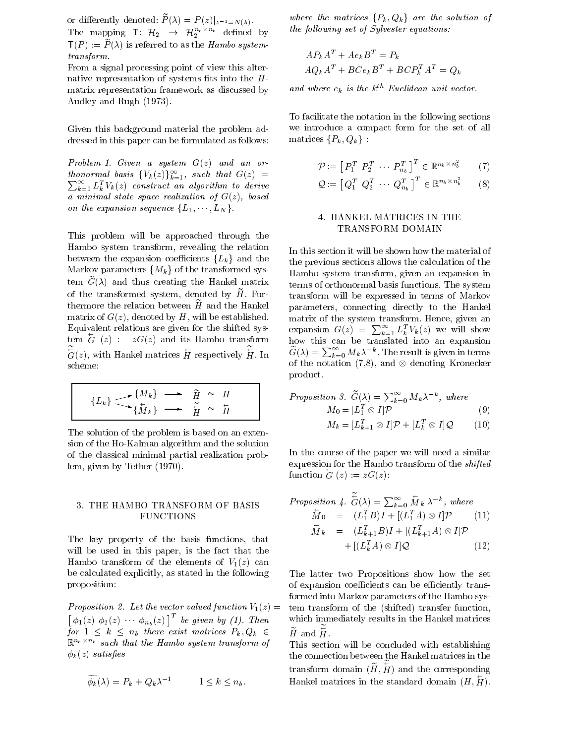or differently denoted: $\widetilde{P}(\lambda) = P(z)|_{z^{-1}=N(\lambda)}$.
The mapping $\mathsf{T}\colon \mathcal{H}_2 \to \mathcal{H}_2^{n_b \times n_b}$ defined by $\mathsf{T}(P) := \widetilde{P}(\lambda)$ is referred to as the *Hambo system-transform*.
From a signal processing point of view this alternative representation of systems fits into the $H$-matrix representation framework as discussed by Audley and Rugh (1973).

Given this background material the problem addressed in this paper can be formulated as follows:

*Problem 1. Given a system $G(z)$ and an orthonormal basis $\{V_k(z)\}_{k=1}^{\infty}$, such that $G(z) = \sum_{k=1}^{\infty} L_k^T V_k(z)$ construct an algorithm to derive a minimal state space realization of $G(z)$, based on the expansion sequence $\{L_1, \cdots, L_N\}$.*

This problem will be approached through the Hambo system transform, revealing the relation between the expansion coefficients $\{L_k\}$ and the Markov parameters $\{M_k\}$ of the transformed system $\widetilde{G}(\lambda)$ and thus creating the Hankel matrix of the transformed system, denoted by $\widetilde{H}$. Furthermore the relation between $\widetilde{H}$ and the Hankel matrix of $G(z)$, denoted by $H$, will be established. Equivalent relations are given for the shifted system $\overleftarrow{G}(z) := zG(z)$ and its Hambo transform $\widetilde{\overleftarrow{G}}(z)$, with Hankel matrices $\overleftarrow{H}$ respectively $\widetilde{\overleftarrow{H}}$. In scheme:

$$
\{L_k\} \begin{array}{l} \nearrow \{M_k\} \longrightarrow \widetilde{H} \sim H \\ \searrow \{\overleftarrow{M}_k\} \longrightarrow \widetilde{\overleftarrow{H}} \sim \overleftarrow{H} \end{array}
$$

The solution of the problem is based on an extension of the Ho-Kalman algorithm and the solution of the classical minimal partial realization problem, given by Tether (1970).

## 3. THE HAMBO TRANSFORM OF BASIS FUNCTIONS

The key property of the basis functions, that will be used in this paper, is the fact that the Hambo transform of the elements of $V_1(z)$ can be calculated explicitly, as stated in the following proposition:

*Proposition 2. Let the vector valued function $V_1(z) = \left[\, \phi_1(z)\ \phi_2(z)\ \cdots\ \phi_{n_b}(z) \,\right]^T$ be given by (1). Then for $1 \leq k \leq n_b$ there exist matrices $P_k, Q_k \in \mathbb{R}^{n_b \times n_b}$ such that the Hambo system transform of $\phi_k(z)$ satisfies*

$$
\widetilde{\phi_k}(\lambda) = P_k + Q_k \lambda^{-1} \qquad 1 \leq k \leq n_b.
$$

*where the matrices $\{P_k, Q_k\}$ are the solution of the following set of Sylvester equations:*

$$
\begin{aligned}
&AP_kA^T + Ae_kB^T = P_k \\
&AQ_kA^T + BCe_kB^T + BCP_k^TA^T = Q_k
\end{aligned}
$$

*and where $e_k$ is the $k^{th}$ Euclidean unit vector.*

To facilitate the notation in the following sections we introduce a compact form for the set of all matrices $\{P_k, Q_k\}$ :

$$
\mathcal{P} := \left[\, P_1^T\ P_2^T\ \cdots\ P_{n_b}^T \,\right]^T \in \mathbb{R}^{n_b \times n_b^2} \qquad (7)
$$

$$
\mathcal{Q} := \left[\, Q_1^T\ Q_2^T\ \cdots\ Q_{n_b}^T \,\right]^T \in \mathbb{R}^{n_b \times n_b^2} \qquad (8)
$$

## 4. HANKEL MATRICES IN THE TRANSFORM DOMAIN

In this section it will be shown how the material of the previous sections allows the calculation of the Hambo system transform, given an expansion in terms of orthonormal basis functions. The system transform will be expressed in terms of Markov parameters, connecting directly to the Hankel matrix of the system transform. Hence, given an expansion $G(z) = \sum_{k=1}^{\infty} L_k^T V_k(z)$ we will show how this can be translated into an expansion $\widetilde{G}(\lambda) = \sum_{k=0}^{\infty} M_k \lambda^{-k}$. The result is given in terms of the notation (7,8), and $\otimes$ denoting Kronecker product.

*Proposition 3. $\widetilde{G}(\lambda) = \sum_{k=0}^{\infty} M_k \lambda^{-k}$, where*

$$
M_0 = [L_1^T \otimes I]\mathcal{P} \qquad (9)
$$

$$
M_k = [L_{k+1}^T \otimes I]\mathcal{P} + [L_k^T \otimes I]\mathcal{Q} \qquad (10)
$$

In the course of the paper we will need a similar expression for the Hambo transform of the *shifted* function $\overleftarrow{G}(z) := zG(z)$:

*Proposition 4. $\widetilde{\overleftarrow{G}}(\lambda) = \sum_{k=0}^{\infty} \overleftarrow{M}_k \lambda^{-k}$, where*

$$
\begin{aligned}
\overleftarrow{M}_0 &= (L_1^T B)I + [(L_1^T A) \otimes I]\mathcal{P} && (11) \\
\overleftarrow{M}_k &= (L_{k+1}^T B)I + [(L_{k+1}^T A) \otimes I]\mathcal{P} \\
&\quad + [(L_k^T A) \otimes I]\mathcal{Q} && (12)
\end{aligned}
$$

The latter two Propositions show how the set of expansion coefficients can be efficiently transformed into Markov parameters of the Hambo system transform of the (shifted) transfer function, which immediately results in the Hankel matrices $\widetilde{H}$ and $\widetilde{\overleftarrow{H}}$.
This section will be concluded with establishing the connection between the Hankel matrices in the transform domain ($\widetilde{H}, \widetilde{\overleftarrow{H}}$) and the corresponding Hankel matrices in the standard domain ($H, \overleftarrow{H}$).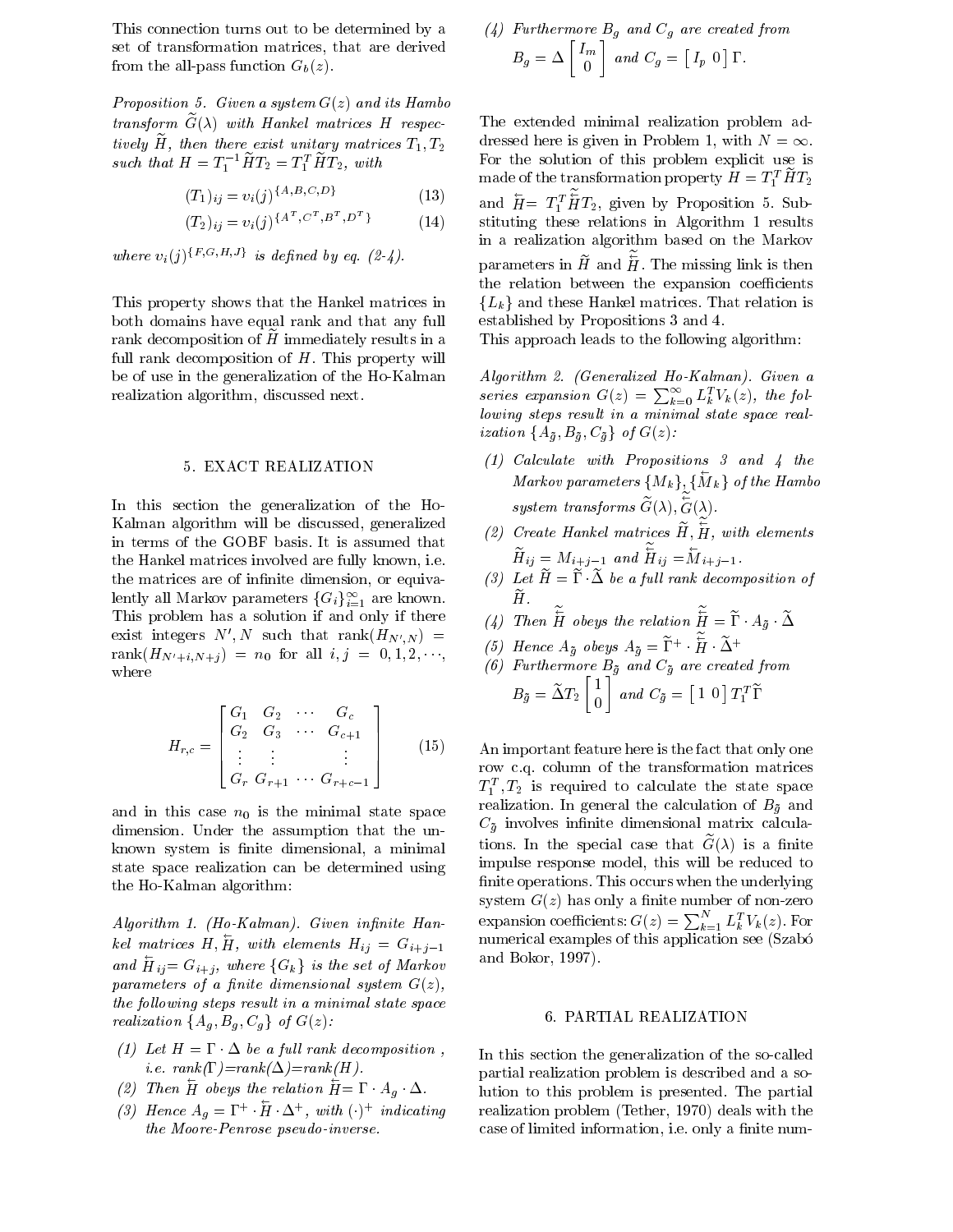This connection turns out to be determined by a set of transformation matrices, that are derived from the all-pass function $G_b(z)$.

*Proposition 5. Given a system $G(z)$ and its Hambo transform $\widetilde{G}(\lambda)$ with Hankel matrices $H$ respectively $\widetilde{H}$, then there exist unitary matrices $T_1, T_2$ such that $H = T_1^{-1}\widetilde{H}T_2 = T_1^T\widetilde{H}T_2$, with*

$$(T_1)_{ij} = v_i(j)^{\{A,B,C,D\}} \tag{13}$$

$$(T_2)_{ij} = v_i(j)^{\{A^T,C^T,B^T,D^T\}} \tag{14}$$

*where $v_i(j)^{\{F,G,H,J\}}$ is defined by eq. (2-4).*

This property shows that the Hankel matrices in both domains have equal rank and that any full rank decomposition of $\widetilde{H}$ immediately results in a full rank decomposition of $H$. This property will be of use in the generalization of the Ho-Kalman realization algorithm, discussed next.

## 5. EXACT REALIZATION

In this section the generalization of the Ho-Kalman algorithm will be discussed, generalized in terms of the GOBF basis. It is assumed that the Hankel matrices involved are fully known, i.e. the matrices are of infinite dimension, or equivalently all Markov parameters $\{G_i\}_{i=1}^{\infty}$ are known. This problem has a solution if and only if there exist integers $N', N$ such that $\text{rank}(H_{N',N}) = \text{rank}(H_{N'+i,N+j}) = n_0$ for all $i, j = 0, 1, 2, \cdots$, where

$$H_{r,c} = \begin{bmatrix} G_1 & G_2 & \cdots & G_c \\ G_2 & G_3 & \cdots & G_{c+1} \\ \vdots & \vdots & & \vdots \\ G_r & G_{r+1} & \cdots & G_{r+c-1} \end{bmatrix} \tag{15}$$

and in this case $n_0$ is the minimal state space dimension. Under the assumption that the unknown system is finite dimensional, a minimal state space realization can be determined using the Ho-Kalman algorithm:

*Algorithm 1. (Ho-Kalman). Given infinite Hankel matrices $H, \overleftarrow{H}$, with elements $H_{ij} = G_{i+j-1}$ and $\overleftarrow{H}_{ij} = G_{i+j}$, where $\{G_k\}$ is the set of Markov parameters of a finite dimensional system $G(z)$, the following steps result in a minimal state space realization $\{A_g, B_g, C_g\}$ of $G(z)$:*

1. *Let $H = \Gamma \cdot \Delta$ be a full rank decomposition, i.e. rank($\Gamma$)=rank($\Delta$)=rank($H$).*
2. *Then $\overleftarrow{H}$ obeys the relation $\overleftarrow{H} = \Gamma \cdot A_g \cdot \Delta$.*
3. *Hence $A_g = \Gamma^+ \cdot \overleftarrow{H} \cdot \Delta^+$, with $(\cdot)^+$ indicating the Moore-Penrose pseudo-inverse.*
4. *Furthermore $B_g$ and $C_g$ are created from*
$$B_g = \Delta \begin{bmatrix} I_m \\ 0 \end{bmatrix} \text{ and } C_g = \begin{bmatrix} I_p & 0 \end{bmatrix} \Gamma.$$

The extended minimal realization problem addressed here is given in Problem 1, with $N = \infty$. For the solution of this problem explicit use is made of the transformation property $H = T_1^T\widetilde{H}T_2$ and $\overleftarrow{H} = T_1^T\widetilde{\overleftarrow{H}}T_2$, given by Proposition 5. Substituting these relations in Algorithm 1 results in a realization algorithm based on the Markov parameters in $\widetilde{H}$ and $\widetilde{\overleftarrow{H}}$. The missing link is then the relation between the expansion coefficients $\{L_k\}$ and these Hankel matrices. That relation is established by Propositions 3 and 4.

This approach leads to the following algorithm:

*Algorithm 2. (Generalized Ho-Kalman). Given a series expansion $G(z) = \sum_{k=0}^{\infty} L_k^T V_k(z)$, the following steps result in a minimal state space realization $\{A_{\tilde{g}}, B_{\tilde{g}}, C_{\tilde{g}}\}$ of $G(z)$:*

1. *Calculate with Propositions 3 and 4 the Markov parameters $\{M_k\}, \{\overleftarrow{M}_k\}$ of the Hambo system transforms $\widetilde{G}(\lambda), \widetilde{\overleftarrow{G}}(\lambda)$.*
2. *Create Hankel matrices $\widetilde{H}, \widetilde{\overleftarrow{H}}$, with elements $\widetilde{H}_{ij} = M_{i+j-1}$ and $\widetilde{\overleftarrow{H}}_{ij} = \overleftarrow{M}_{i+j-1}$.*
3. *Let $\widetilde{H} = \widetilde{\Gamma} \cdot \widetilde{\Delta}$ be a full rank decomposition of $\widetilde{H}$.*
4. *Then $\widetilde{\overleftarrow{H}}$ obeys the relation $\widetilde{\overleftarrow{H}} = \widetilde{\Gamma} \cdot A_{\tilde{g}} \cdot \widetilde{\Delta}$*
5. *Hence $A_{\tilde{g}}$ obeys $A_{\tilde{g}} = \widetilde{\Gamma}^+ \cdot \widetilde{\overleftarrow{H}} \cdot \widetilde{\Delta}^+$*
6. *Furthermore $B_{\tilde{g}}$ and $C_{\tilde{g}}$ are created from*
$$B_{\tilde{g}} = \widetilde{\Delta} T_2 \begin{bmatrix} 1 \\ 0 \end{bmatrix} \text{ and } C_{\tilde{g}} = \begin{bmatrix} 1 & 0 \end{bmatrix} T_1^T \widetilde{\Gamma}$$

An important feature here is the fact that only one row c.q. column of the transformation matrices $T_1^T, T_2$ is required to calculate the state space realization. In general the calculation of $B_{\tilde{g}}$ and $C_{\tilde{g}}$ involves infinite dimensional matrix calculations. In the special case that $\widetilde{G}(\lambda)$ is a finite impulse response model, this will be reduced to finite operations. This occurs when the underlying system $G(z)$ has only a finite number of non-zero expansion coefficients: $G(z) = \sum_{k=1}^{N} L_k^T V_k(z)$. For numerical examples of this application see (Szabó and Bokor, 1997).

## 6. PARTIAL REALIZATION

In this section the generalization of the so-called partial realization problem is described and a solution to this problem is presented. The partial realization problem (Tether, 1970) deals with the case of limited information, i.e. only a finite num-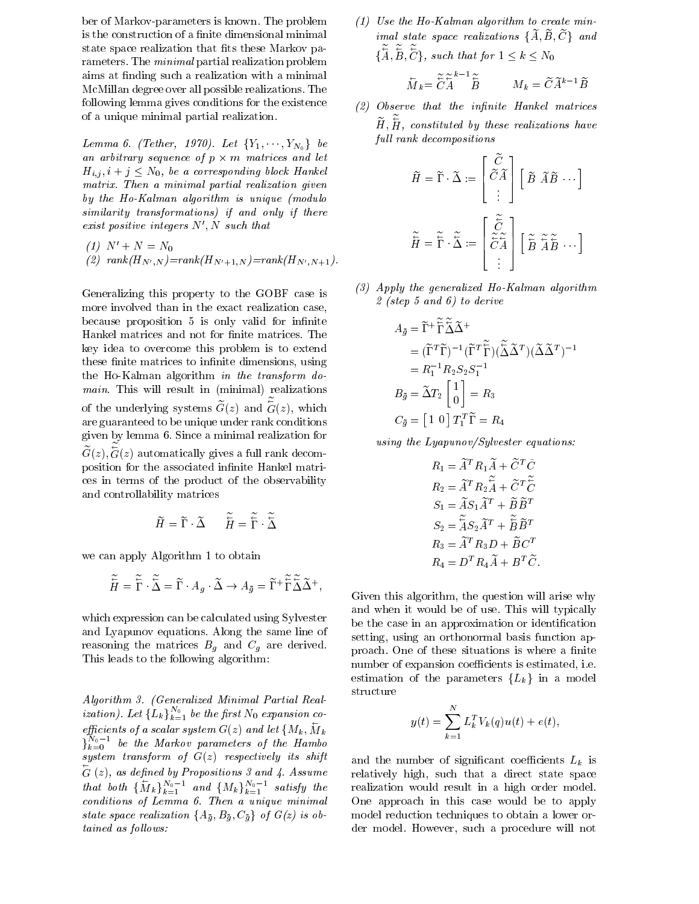ber of Markov-parameters is known. The problem is the construction of a finite dimensional minimal state space realization that fits these Markov parameters. The *minimal* partial realization problem aims at finding such a realization with a minimal McMillan degree over all possible realizations. The following lemma gives conditions for the existence of a unique minimal partial realization.

*Lemma 6. (Tether, 1970). Let $\{Y_1, \cdots, Y_{N_0}\}$ be an arbitrary sequence of $p \times m$ matrices and let $H_{i,j}, i+j \leq N_0$, be a corresponding block Hankel matrix. Then a minimal partial realization given by the Ho-Kalman algorithm is unique (modulo similarity transformations) if and only if there exist positive integers $N', N$ such that*

*(1) $N' + N = N_0$*
*(2) rank$(H_{N',N})$=rank$(H_{N'+1,N})$=rank$(H_{N',N+1})$.*

Generalizing this property to the GOBF case is more involved than in the exact realization case, because proposition 5 is only valid for infinite Hankel matrices and not for finite matrices. The key idea to overcome this problem is to extend these finite matrices to infinite dimensions, using the Ho-Kalman algorithm *in the transform domain*. This will result in (minimal) realizations of the underlying systems $\widetilde{G}(z)$ and $\overset{\leftarrow}{\widetilde{G}}(z)$, which are guaranteed to be unique under rank conditions given by lemma 6. Since a minimal realization for $\widetilde{G}(z), \overset{\leftarrow}{\widetilde{G}}(z)$ automatically gives a full rank decomposition for the associated infinite Hankel matrices in terms of the product of the observability and controllability matrices

$$\widetilde{H} = \widetilde{\Gamma} \cdot \widetilde{\Delta} \qquad \overset{\leftarrow}{\widetilde{H}} = \overset{\leftarrow}{\widetilde{\Gamma}} \cdot \overset{\leftarrow}{\widetilde{\Delta}}$$

we can apply Algorithm 1 to obtain

$$\overset{\leftarrow}{\widetilde{H}} = \overset{\leftarrow}{\widetilde{\Gamma}} \cdot \overset{\leftarrow}{\widetilde{\Delta}} = \widetilde{\Gamma} \cdot A_g \cdot \widetilde{\Delta} \rightarrow A_{\tilde{g}} = \widetilde{\Gamma}^{+} \overset{\leftarrow}{\widetilde{\Gamma}} \overset{\leftarrow}{\widetilde{\Delta}} \widetilde{\Delta}^{+},$$

which expression can be calculated using Sylvester and Lyapunov equations. Along the same line of reasoning the matrices $B_g$ and $C_g$ are derived. This leads to the following algorithm:

*Algorithm 3. (Generalized Minimal Partial Realization). Let $\{L_k\}_{k=1}^{N_0}$ be the first $N_0$ expansion coefficients of a scalar system $G(z)$ and let $\{M_k, \overset{\leftarrow}{M}_k\}_{k=0}^{N_0-1}$ be the Markov parameters of the Hambo system transform of $G(z)$ respectively its shift $\overset{\leftarrow}{G}(z)$, as defined by Propositions 3 and 4. Assume that both $\{\overset{\leftarrow}{M}_k\}_{k=1}^{N_0-1}$ and $\{M_k\}_{k=1}^{N_0-1}$ satisfy the conditions of Lemma 6. Then a unique minimal state space realization $\{A_{\tilde{g}}, B_{\tilde{g}}, C_{\tilde{g}}\}$ of $G(z)$ is obtained as follows:*

*(1) Use the Ho-Kalman algorithm to create minimal state space realizations $\{\widetilde{A}, \widetilde{B}, \widetilde{C}\}$ and $\{\overset{\leftarrow}{\widetilde{A}}, \overset{\leftarrow}{\widetilde{B}}, \overset{\leftarrow}{\widetilde{C}}\}$, such that for $1 \leq k \leq N_0$*

$$\overset{\leftarrow}{M}_k = \overset{\leftarrow}{\widetilde{C}} \overset{\leftarrow}{\widetilde{A}}^{k-1} \overset{\leftarrow}{\widetilde{B}} \qquad M_k = \widetilde{C} \widetilde{A}^{k-1} \widetilde{B}$$

*(2) Observe that the infinite Hankel matrices $\widetilde{H}, \overset{\leftarrow}{\widetilde{H}}$, constituted by these realizations have full rank decompositions*

$$\widetilde{H} = \widetilde{\Gamma} \cdot \widetilde{\Delta} := \begin{bmatrix} \widetilde{C} \\ \widetilde{C}\widetilde{A} \\ \vdots \end{bmatrix} \begin{bmatrix} \widetilde{B} & \widetilde{A}\widetilde{B} & \cdots \end{bmatrix}$$

$$\overset{\leftarrow}{\widetilde{H}} = \overset{\leftarrow}{\widetilde{\Gamma}} \cdot \overset{\leftarrow}{\widetilde{\Delta}} := \begin{bmatrix} \overset{\leftarrow}{\widetilde{C}} \\ \overset{\leftarrow}{\widetilde{C}}\overset{\leftarrow}{\widetilde{A}} \\ \vdots \end{bmatrix} \begin{bmatrix} \overset{\leftarrow}{\widetilde{B}} & \overset{\leftarrow}{\widetilde{A}}\overset{\leftarrow}{\widetilde{B}} & \cdots \end{bmatrix}$$

*(3) Apply the generalized Ho-Kalman algorithm 2 (step 5 and 6) to derive*

$$\begin{aligned} A_{\tilde{g}} &= \widetilde{\Gamma}^{+} \overset{\leftarrow}{\widetilde{\Gamma}} \overset{\leftarrow}{\widetilde{\Delta}} \widetilde{\Delta}^{+} \\ &= (\widetilde{\Gamma}^T \widetilde{\Gamma})^{-1} (\widetilde{\Gamma}^T \overset{\leftarrow}{\widetilde{\Gamma}})(\overset{\leftarrow}{\widetilde{\Delta}} \widetilde{\Delta}^T)(\widetilde{\Delta}\widetilde{\Delta}^T)^{-1} \\ &= R_1^{-1} R_2 S_2 S_1^{-1} \\ B_{\tilde{g}} &= \widetilde{\Delta} T_2 \begin{bmatrix} 1 \\ 0 \end{bmatrix} = R_3 \\ C_{\tilde{g}} &= \begin{bmatrix} 1 & 0 \end{bmatrix} T_1^T \widetilde{\Gamma} = R_4 \end{aligned}$$

*using the Lyapunov/Sylvester equations:*

$$\begin{aligned} R_1 &= \widetilde{A}^T R_1 \widetilde{A} + \widetilde{C}^T \bar{C} \\ R_2 &= \widetilde{A}^T R_2 \overset{\leftarrow}{\widetilde{A}} + \widetilde{C}^T \overset{\leftarrow}{\widetilde{C}} \\ S_1 &= \widetilde{A} S_1 \widetilde{A}^T + \widetilde{B}\widetilde{B}^T \\ S_2 &= \overset{\leftarrow}{\widetilde{A}} S_2 \widetilde{A}^T + \overset{\leftarrow}{\widetilde{B}} \widetilde{B}^T \\ R_3 &= \widetilde{A}^T R_3 D + \widetilde{B} C^T \\ R_4 &= D^T R_4 \widetilde{A} + B^T \widetilde{C}. \end{aligned}$$

Given this algorithm, the question will arise why and when it would be of use. This will typically be the case in an approximation or identification setting, using an orthonormal basis function approach. One of these situations is where a finite number of expansion coefficients is estimated, i.e. estimation of the parameters $\{L_k\}$ in a model structure

$$y(t) = \sum_{k=1}^{N} L_k^T V_k(q) u(t) + e(t),$$

and the number of significant coefficients $L_k$ is relatively high, such that a direct state space realization would result in a high order model. One approach in this case would be to apply model reduction techniques to obtain a lower order model. However, such a procedure will not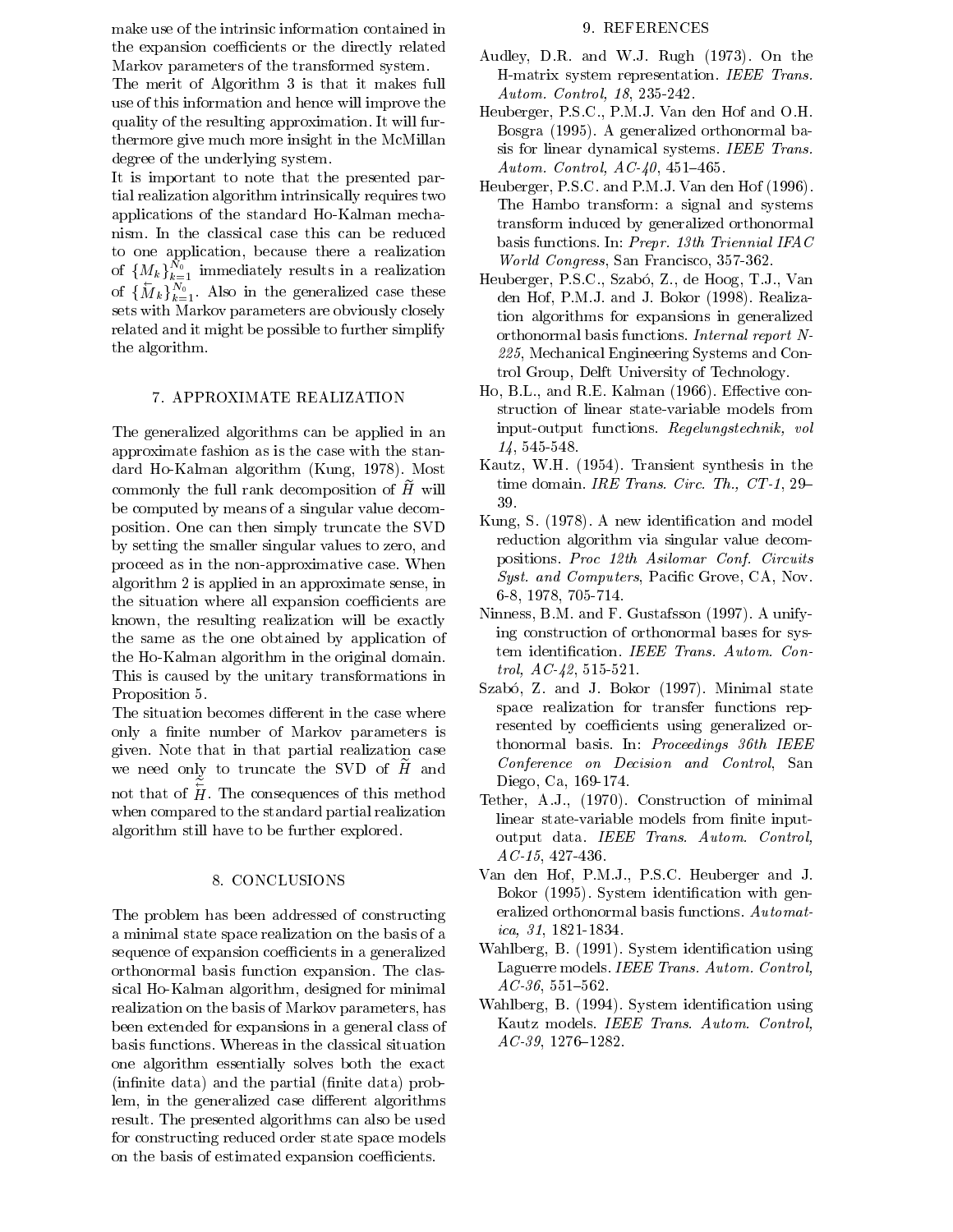make use of the intrinsic information contained in the expansion coefficients or the directly related Markov parameters of the transformed system.

The merit of Algorithm 3 is that it makes full use of this information and hence will improve the quality of the resulting approximation. It will furthermore give much more insight in the McMillan degree of the underlying system.

It is important to note that the presented partial realization algorithm intrinsically requires two applications of the standard Ho-Kalman mechanism. In the classical case this can be reduced to one application, because there a realization of $\{M_k\}_{k=1}^{N_0}$ immediately results in a realization of $\{\overleftarrow{M}_k\}_{k=1}^{N_0}$. Also in the generalized case these sets with Markov parameters are obviously closely related and it might be possible to further simplify the algorithm.

## 7. APPROXIMATE REALIZATION

The generalized algorithms can be applied in an approximate fashion as is the case with the standard Ho-Kalman algorithm (Kung, 1978). Most commonly the full rank decomposition of $\widetilde{H}$ will be computed by means of a singular value decomposition. One can then simply truncate the SVD by setting the smaller singular values to zero, and proceed as in the non-approximative case. When algorithm 2 is applied in an approximate sense, in the situation where all expansion coefficients are known, the resulting realization will be exactly the same as the one obtained by application of the Ho-Kalman algorithm in the original domain. This is caused by the unitary transformations in Proposition 5.

The situation becomes different in the case where only a finite number of Markov parameters is given. Note that in that partial realization case we need only to truncate the SVD of $\widetilde{H}$ and not that of $\overleftarrow{\widetilde{H}}$. The consequences of this method when compared to the standard partial realization algorithm still have to be further explored.

## 8. CONCLUSIONS

The problem has been addressed of constructing a minimal state space realization on the basis of a sequence of expansion coefficients in a generalized orthonormal basis function expansion. The classical Ho-Kalman algorithm, designed for minimal realization on the basis of Markov parameters, has been extended for expansions in a general class of basis functions. Whereas in the classical situation one algorithm essentially solves both the exact (infinite data) and the partial (finite data) problem, in the generalized case different algorithms result. The presented algorithms can also be used for constructing reduced order state space models on the basis of estimated expansion coefficients.

## 9. REFERENCES

Audley, D.R. and W.J. Rugh (1973). On the H-matrix system representation. *IEEE Trans. Autom. Control, 18*, 235-242.

Heuberger, P.S.C., P.M.J. Van den Hof and O.H. Bosgra (1995). A generalized orthonormal basis for linear dynamical systems. *IEEE Trans. Autom. Control, AC-40*, 451–465.

Heuberger, P.S.C. and P.M.J. Van den Hof (1996). The Hambo transform: a signal and systems transform induced by generalized orthonormal basis functions. In: *Prepr. 13th Triennial IFAC World Congress*, San Francisco, 357-362.

Heuberger, P.S.C., Szabó, Z., de Hoog, T.J., Van den Hof, P.M.J. and J. Bokor (1998). Realization algorithms for expansions in generalized orthonormal basis functions. *Internal report N-225*, Mechanical Engineering Systems and Control Group, Delft University of Technology.

Ho, B.L., and R.E. Kalman (1966). Effective construction of linear state-variable models from input-output functions. *Regelungstechnik, vol 14*, 545-548.

Kautz, W.H. (1954). Transient synthesis in the time domain. *IRE Trans. Circ. Th., CT-1*, 29–39.

Kung, S. (1978). A new identification and model reduction algorithm via singular value decompositions. *Proc 12th Asilomar Conf. Circuits Syst. and Computers*, Pacific Grove, CA, Nov. 6-8, 1978, 705-714.

Ninness, B.M. and F. Gustafsson (1997). A unifying construction of orthonormal bases for system identification. *IEEE Trans. Autom. Control, AC-42*, 515-521.

Szabó, Z. and J. Bokor (1997). Minimal state space realization for transfer functions represented by coefficients using generalized orthonormal basis. In: *Proceedings 36th IEEE Conference on Decision and Control*, San Diego, Ca, 169-174.

Tether, A.J., (1970). Construction of minimal linear state-variable models from finite input-output data. *IEEE Trans. Autom. Control, AC-15*, 427-436.

Van den Hof, P.M.J., P.S.C. Heuberger and J. Bokor (1995). System identification with generalized orthonormal basis functions. *Automatica, 31*, 1821-1834.

Wahlberg, B. (1991). System identification using Laguerre models. *IEEE Trans. Autom. Control, AC-36*, 551–562.

Wahlberg, B. (1994). System identification using Kautz models. *IEEE Trans. Autom. Control, AC-39*, 1276–1282.